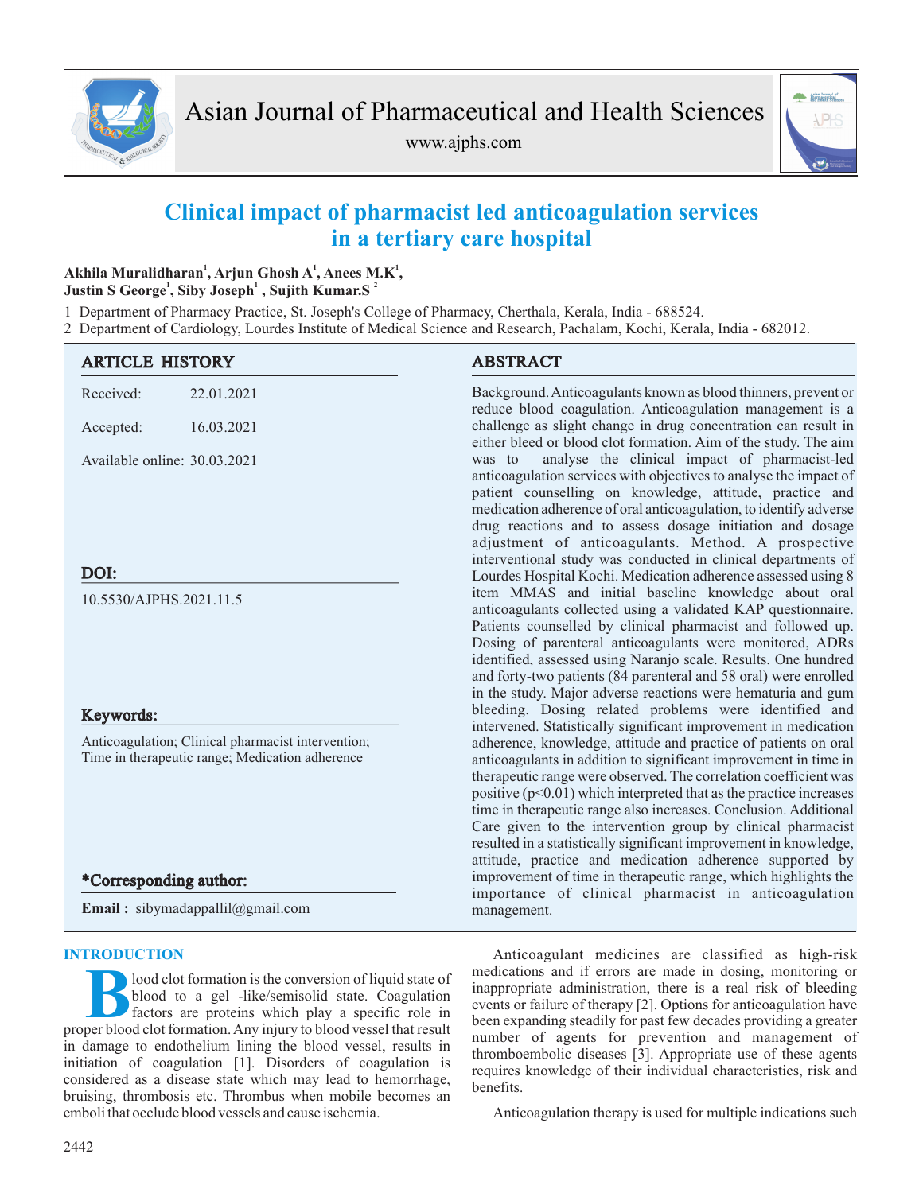# Clinical impact of pharmacist led anticoagulation services in a tertiary care hospital

**Akhila Muralidharan[1], Arjun Ghosh A[1], Anees M.K[1], Justin S George[1], Siby Joseph[1], Sujith Kumar.S[2]**

1 Department of Pharmacy Practice, St. Joseph's College of Pharmacy, Cherthala, Kerala, India - 688524.

2 Department of Cardiology, Lourdes Institute of Medical Science and Research, Pachalam, Kochi, Kerala, India - 682012.

## ARTICLE HISTORY

Received: 22.01.2021

Accepted: 16.03.2021

Available online: 30.03.2021

## DOI:

10.5530/AJPHS.2021.11.5

## Keywords:

Anticoagulation; Clinical pharmacist intervention; Time in therapeutic range; Medication adherence

## *Corresponding author:

**Email :** sibymadappallil@gmail.com

## ABSTRACT

Background. Anticoagulants known as blood thinners, prevent or reduce blood coagulation. Anticoagulation management is a challenge as slight change in drug concentration can result in either bleed or blood clot formation. Aim of the study. The aim was to analyse the clinical impact of pharmacist-led anticoagulation services with objectives to analyse the impact of patient counselling on knowledge, attitude, practice and medication adherence of oral anticoagulation, to identify adverse drug reactions and to assess dosage initiation and dosage adjustment of anticoagulants. Method. A prospective interventional study was conducted in clinical departments of Lourdes Hospital Kochi. Medication adherence assessed using 8 item MMAS and initial baseline knowledge about oral anticoagulants collected using a validated KAP questionnaire. Patients counselled by clinical pharmacist and followed up. Dosing of parenteral anticoagulants were monitored, ADRs identified, assessed using Naranjo scale. Results. One hundred and forty-two patients (84 parenteral and 58 oral) were enrolled in the study. Major adverse reactions were hematuria and gum bleeding. Dosing related problems were identified and intervened. Statistically significant improvement in medication adherence, knowledge, attitude and practice of patients on oral anticoagulants in addition to significant improvement in time in therapeutic range were observed. The correlation coefficient was positive ($p<0.01$) which interpreted that as the practice increases time in therapeutic range also increases. Conclusion. Additional Care given to the intervention group by clinical pharmacist resulted in a statistically significant improvement in knowledge, attitude, practice and medication adherence supported by improvement of time in therapeutic range, which highlights the importance of clinical pharmacist in anticoagulation management.

## INTRODUCTION

Blood clot formation is the conversion of liquid state of blood to a gel -like/semisolid state. Coagulation factors are proteins which play a specific role in proper blood clot formation. Any injury to blood vessel that result in damage to endothelium lining the blood vessel, results in initiation of coagulation [1]. Disorders of coagulation is considered as a disease state which may lead to hemorrhage, bruising, thrombosis etc. Thrombus when mobile becomes an emboli that occlude blood vessels and cause ischemia.

Anticoagulant medicines are classified as high-risk medications and if errors are made in dosing, monitoring or inappropriate administration, there is a real risk of bleeding events or failure of therapy [2]. Options for anticoagulation have been expanding steadily for past few decades providing a greater number of agents for prevention and management of thromboembolic diseases [3]. Appropriate use of these agents requires knowledge of their individual characteristics, risk and benefits.

Anticoagulation therapy is used for multiple indications such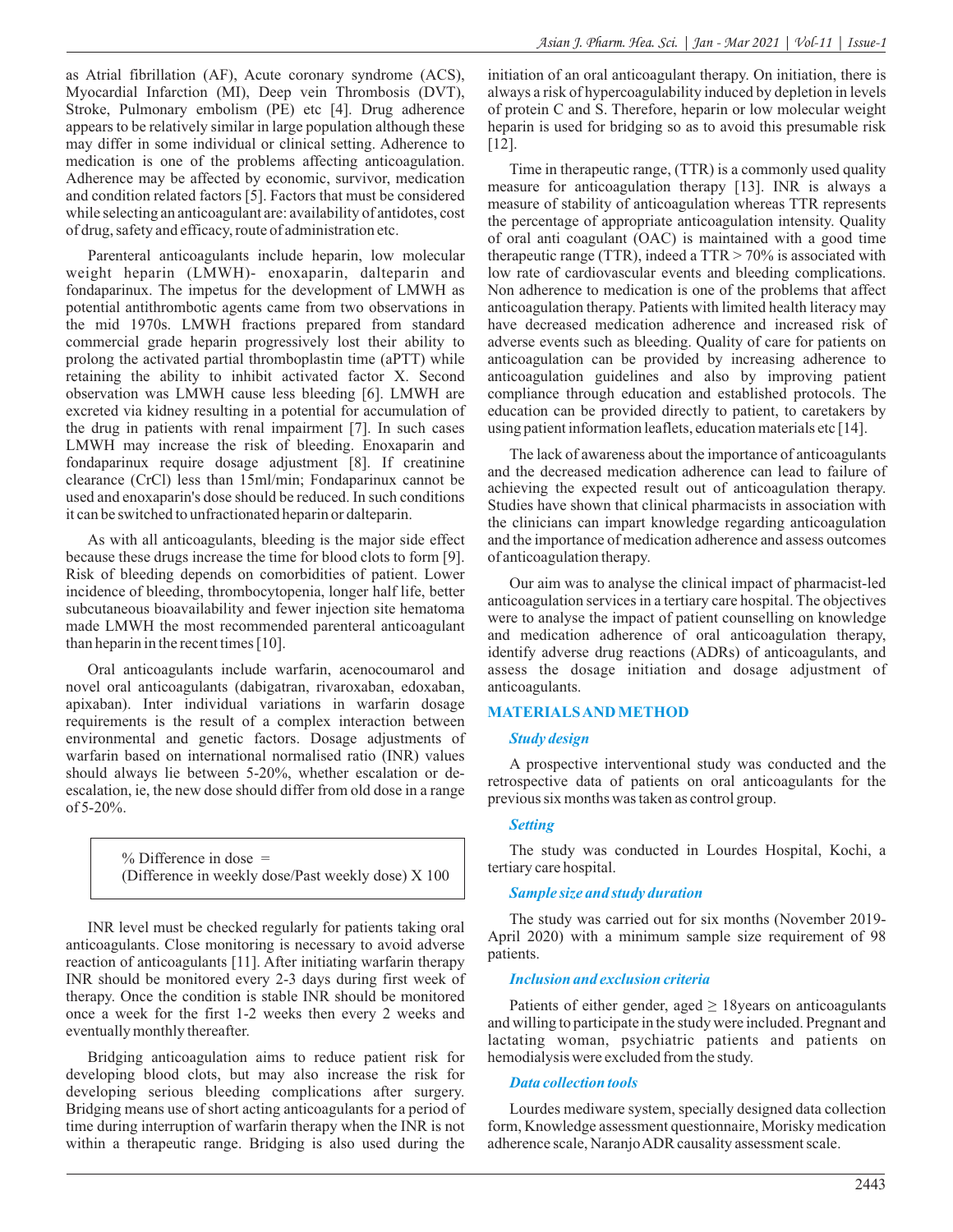as Atrial fibrillation (AF), Acute coronary syndrome (ACS), Myocardial Infarction (MI), Deep vein Thrombosis (DVT), Stroke, Pulmonary embolism (PE) etc [4]. Drug adherence appears to be relatively similar in large population although these may differ in some individual or clinical setting. Adherence to medication is one of the problems affecting anticoagulation. Adherence may be affected by economic, survivor, medication and condition related factors [5]. Factors that must be considered while selecting an anticoagulant are: availability of antidotes, cost of drug, safety and efficacy, route of administration etc.

Parenteral anticoagulants include heparin, low molecular weight heparin (LMWH)- enoxaparin, dalteparin and fondaparinux. The impetus for the development of LMWH as potential antithrombotic agents came from two observations in the mid 1970s. LMWH fractions prepared from standard commercial grade heparin progressively lost their ability to prolong the activated partial thromboplastin time (aPTT) while retaining the ability to inhibit activated factor X. Second observation was LMWH cause less bleeding [6]. LMWH are excreted via kidney resulting in a potential for accumulation of the drug in patients with renal impairment [7]. In such cases LMWH may increase the risk of bleeding. Enoxaparin and fondaparinux require dosage adjustment [8]. If creatinine clearance (CrCl) less than 15ml/min; Fondaparinux cannot be used and enoxaparin's dose should be reduced. In such conditions it can be switched to unfractionated heparin or dalteparin.

As with all anticoagulants, bleeding is the major side effect because these drugs increase the time for blood clots to form [9]. Risk of bleeding depends on comorbidities of patient. Lower incidence of bleeding, thrombocytopenia, longer half life, better subcutaneous bioavailability and fewer injection site hematoma made LMWH the most recommended parenteral anticoagulant than heparin in the recent times [10].

Oral anticoagulants include warfarin, acenocoumarol and novel oral anticoagulants (dabigatran, rivaroxaban, edoxaban, apixaban). Inter individual variations in warfarin dosage requirements is the result of a complex interaction between environmental and genetic factors. Dosage adjustments of warfarin based on international normalised ratio (INR) values should always lie between 5-20%, whether escalation or de-escalation, ie, the new dose should differ from old dose in a range of 5-20%.

$$\% \text{ Difference in dose} = (\text{Difference in weekly dose}/\text{Past weekly dose}) \times 100$$

INR level must be checked regularly for patients taking oral anticoagulants. Close monitoring is necessary to avoid adverse reaction of anticoagulants [11]. After initiating warfarin therapy INR should be monitored every 2-3 days during first week of therapy. Once the condition is stable INR should be monitored once a week for the first 1-2 weeks then every 2 weeks and eventually monthly thereafter.

Bridging anticoagulation aims to reduce patient risk for developing blood clots, but may also increase the risk for developing serious bleeding complications after surgery. Bridging means use of short acting anticoagulants for a period of time during interruption of warfarin therapy when the INR is not within a therapeutic range. Bridging is also used during the initiation of an oral anticoagulant therapy. On initiation, there is always a risk of hypercoagulability induced by depletion in levels of protein C and S. Therefore, heparin or low molecular weight heparin is used for bridging so as to avoid this presumable risk [12].

Time in therapeutic range, (TTR) is a commonly used quality measure for anticoagulation therapy [13]. INR is always a measure of stability of anticoagulation whereas TTR represents the percentage of appropriate anticoagulation intensity. Quality of oral anti coagulant (OAC) is maintained with a good time therapeutic range (TTR), indeed a TTR > 70% is associated with low rate of cardiovascular events and bleeding complications. Non adherence to medication is one of the problems that affect anticoagulation therapy. Patients with limited health literacy may have decreased medication adherence and increased risk of adverse events such as bleeding. Quality of care for patients on anticoagulation can be provided by increasing adherence to anticoagulation guidelines and also by improving patient compliance through education and established protocols. The education can be provided directly to patient, to caretakers by using patient information leaflets, education materials etc [14].

The lack of awareness about the importance of anticoagulants and the decreased medication adherence can lead to failure of achieving the expected result out of anticoagulation therapy. Studies have shown that clinical pharmacists in association with the clinicians can impart knowledge regarding anticoagulation and the importance of medication adherence and assess outcomes of anticoagulation therapy.

Our aim was to analyse the clinical impact of pharmacist-led anticoagulation services in a tertiary care hospital. The objectives were to analyse the impact of patient counselling on knowledge and medication adherence of oral anticoagulation therapy, identify adverse drug reactions (ADRs) of anticoagulants, and assess the dosage initiation and dosage adjustment of anticoagulants.

## MATERIALS AND METHOD

### *Study design*

A prospective interventional study was conducted and the retrospective data of patients on oral anticoagulants for the previous six months was taken as control group.

### *Setting*

The study was conducted in Lourdes Hospital, Kochi, a tertiary care hospital.

### *Sample size and study duration*

The study was carried out for six months (November 2019-April 2020) with a minimum sample size requirement of 98 patients.

### *Inclusion and exclusion criteria*

Patients of either gender, aged ≥ 18years on anticoagulants and willing to participate in the study were included. Pregnant and lactating woman, psychiatric patients and patients on hemodialysis were excluded from the study.

### *Data collection tools*

Lourdes mediware system, specially designed data collection form, Knowledge assessment questionnaire, Morisky medication adherence scale, Naranjo ADR causality assessment scale.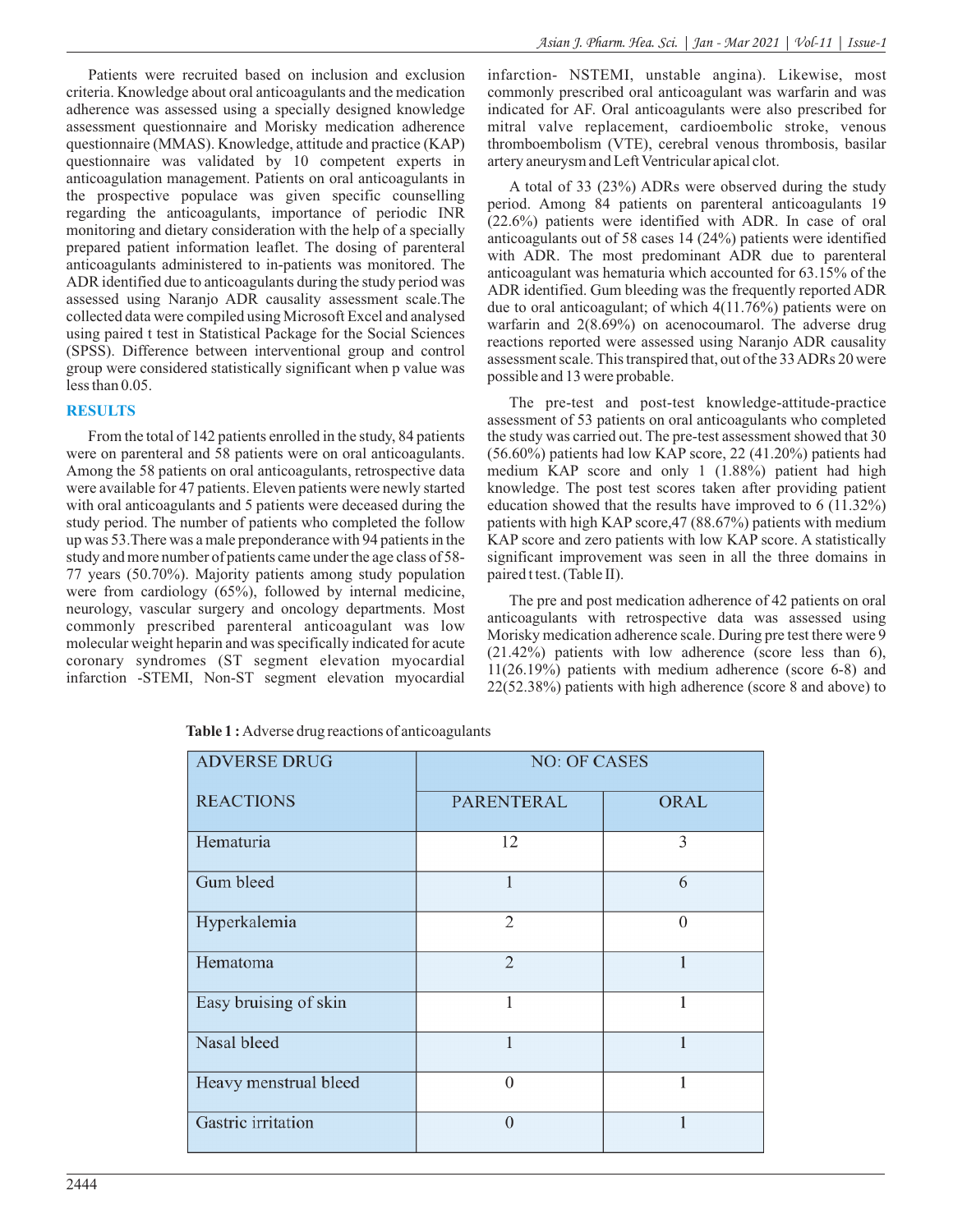Patients were recruited based on inclusion and exclusion criteria. Knowledge about oral anticoagulants and the medication adherence was assessed using a specially designed knowledge assessment questionnaire and Morisky medication adherence questionnaire (MMAS). Knowledge, attitude and practice (KAP) questionnaire was validated by 10 competent experts in anticoagulation management. Patients on oral anticoagulants in the prospective populace was given specific counselling regarding the anticoagulants, importance of periodic INR monitoring and dietary consideration with the help of a specially prepared patient information leaflet. The dosing of parenteral anticoagulants administered to in-patients was monitored. The ADR identified due to anticoagulants during the study period was assessed using Naranjo ADR causality assessment scale.The collected data were compiled using Microsoft Excel and analysed using paired t test in Statistical Package for the Social Sciences (SPSS). Difference between interventional group and control group were considered statistically significant when p value was less than 0.05.

## RESULTS

From the total of 142 patients enrolled in the study, 84 patients were on parenteral and 58 patients were on oral anticoagulants. Among the 58 patients on oral anticoagulants, retrospective data were available for 47 patients. Eleven patients were newly started with oral anticoagulants and 5 patients were deceased during the study period. The number of patients who completed the follow up was 53.There was a male preponderance with 94 patients in the study and more number of patients came under the age class of 58-77 years (50.70%). Majority patients among study population were from cardiology (65%), followed by internal medicine, neurology, vascular surgery and oncology departments. Most commonly prescribed parenteral anticoagulant was low molecular weight heparin and was specifically indicated for acute coronary syndromes (ST segment elevation myocardial infarction -STEMI, Non-ST segment elevation myocardial infarction- NSTEMI, unstable angina). Likewise, most commonly prescribed oral anticoagulant was warfarin and was indicated for AF. Oral anticoagulants were also prescribed for mitral valve replacement, cardioembolic stroke, venous thromboembolism (VTE), cerebral venous thrombosis, basilar artery aneurysm and Left Ventricular apical clot.

A total of 33 (23%) ADRs were observed during the study period. Among 84 patients on parenteral anticoagulants 19 (22.6%) patients were identified with ADR. In case of oral anticoagulants out of 58 cases 14 (24%) patients were identified with ADR. The most predominant ADR due to parenteral anticoagulant was hematuria which accounted for 63.15% of the ADR identified. Gum bleeding was the frequently reported ADR due to oral anticoagulant; of which 4(11.76%) patients were on warfarin and 2(8.69%) on acenocoumarol. The adverse drug reactions reported were assessed using Naranjo ADR causality assessment scale. This transpired that, out of the 33 ADRs 20 were possible and 13 were probable.

The pre-test and post-test knowledge-attitude-practice assessment of 53 patients on oral anticoagulants who completed the study was carried out. The pre-test assessment showed that 30 (56.60%) patients had low KAP score, 22 (41.20%) patients had medium KAP score and only 1 (1.88%) patient had high knowledge. The post test scores taken after providing patient education showed that the results have improved to 6 (11.32%) patients with high KAP score,47 (88.67%) patients with medium KAP score and zero patients with low KAP score. A statistically significant improvement was seen in all the three domains in paired t test. (Table II).

The pre and post medication adherence of 42 patients on oral anticoagulants with retrospective data was assessed using Morisky medication adherence scale. During pre test there were 9 (21.42%) patients with low adherence (score less than 6), 11(26.19%) patients with medium adherence (score 6-8) and 22(52.38%) patients with high adherence (score 8 and above) to

**Table 1 :** Adverse drug reactions of anticoagulants

| ADVERSE DRUG REACTIONS | NO: OF CASES | |
|---|---|---|
| | PARENTERAL | ORAL |
| Hematuria | 12 | 3 |
| Gum bleed | 1 | 6 |
| Hyperkalemia | 2 | 0 |
| Hematoma | 2 | 1 |
| Easy bruising of skin | 1 | 1 |
| Nasal bleed | 1 | 1 |
| Heavy menstrual bleed | 0 | 1 |
| Gastric irritation | 0 | 1 |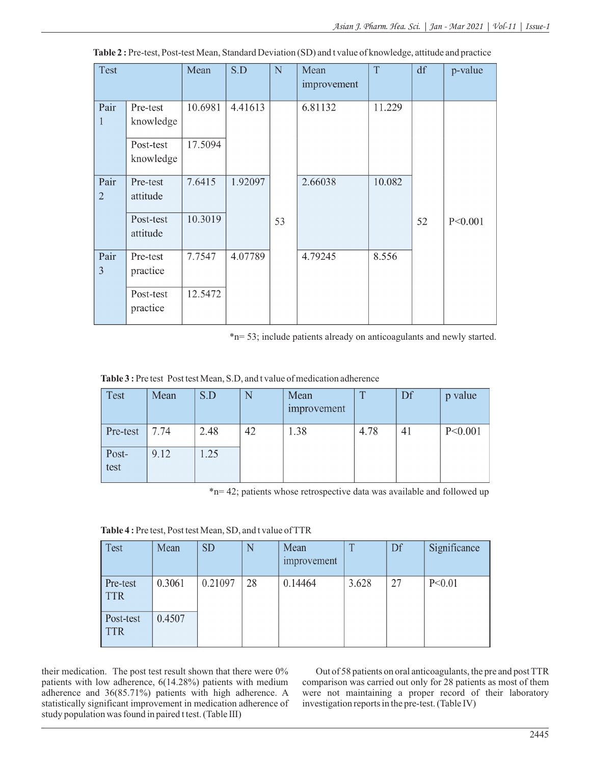**Table 2 :** Pre-test, Post-test Mean, Standard Deviation (SD) and t value of knowledge, attitude and practice

| Test | | Mean | S.D | N | Mean improvement | T | df | p-value |
|---|---|---|---|---|---|---|---|---|
| Pair 1 | Pre-test knowledge | 10.6981 | 4.41613 | 53 | 6.81132 | 11.229 | 52 | P<0.001 |
| | Post-test knowledge | 17.5094 | | | | | | |
| Pair 2 | Pre-test attitude | 7.6415 | 1.92097 | | 2.66038 | 10.082 | | |
| | Post-test attitude | 10.3019 | | | | | | |
| Pair 3 | Pre-test practice | 7.7547 | 4.07789 | | 4.79245 | 8.556 | | |
| | Post-test practice | 12.5472 | | | | | | |

*n= 53; include patients already on anticoagulants and newly started.

**Table 3 :** Pre test Post test Mean, S.D, and t value of medication adherence

| Test | Mean | S.D | N | Mean improvement | T | Df | p value |
|---|---|---|---|---|---|---|---|
| Pre-test | 7.74 | 2.48 | 42 | 1.38 | 4.78 | 41 | P<0.001 |
| Post-test | 9.12 | 1.25 | | | | | |

*n= 42; patients whose retrospective data was available and followed up

**Table 4 :** Pre test, Post test Mean, SD, and t value of TTR

| Test | Mean | SD | N | Mean improvement | T | Df | Significance |
|---|---|---|---|---|---|---|---|
| Pre-test TTR | 0.3061 | 0.21097 | 28 | 0.14464 | 3.628 | 27 | P<0.01 |
| Post-test TTR | 0.4507 | | | | | | |

their medication. The post test result shown that there were 0% patients with low adherence, 6(14.28%) patients with medium adherence and 36(85.71%) patients with high adherence. A statistically significant improvement in medication adherence of study population was found in paired t test. (Table III)

Out of 58 patients on oral anticoagulants, the pre and post TTR comparison was carried out only for 28 patients as most of them were not maintaining a proper record of their laboratory investigation reports in the pre-test. (Table IV)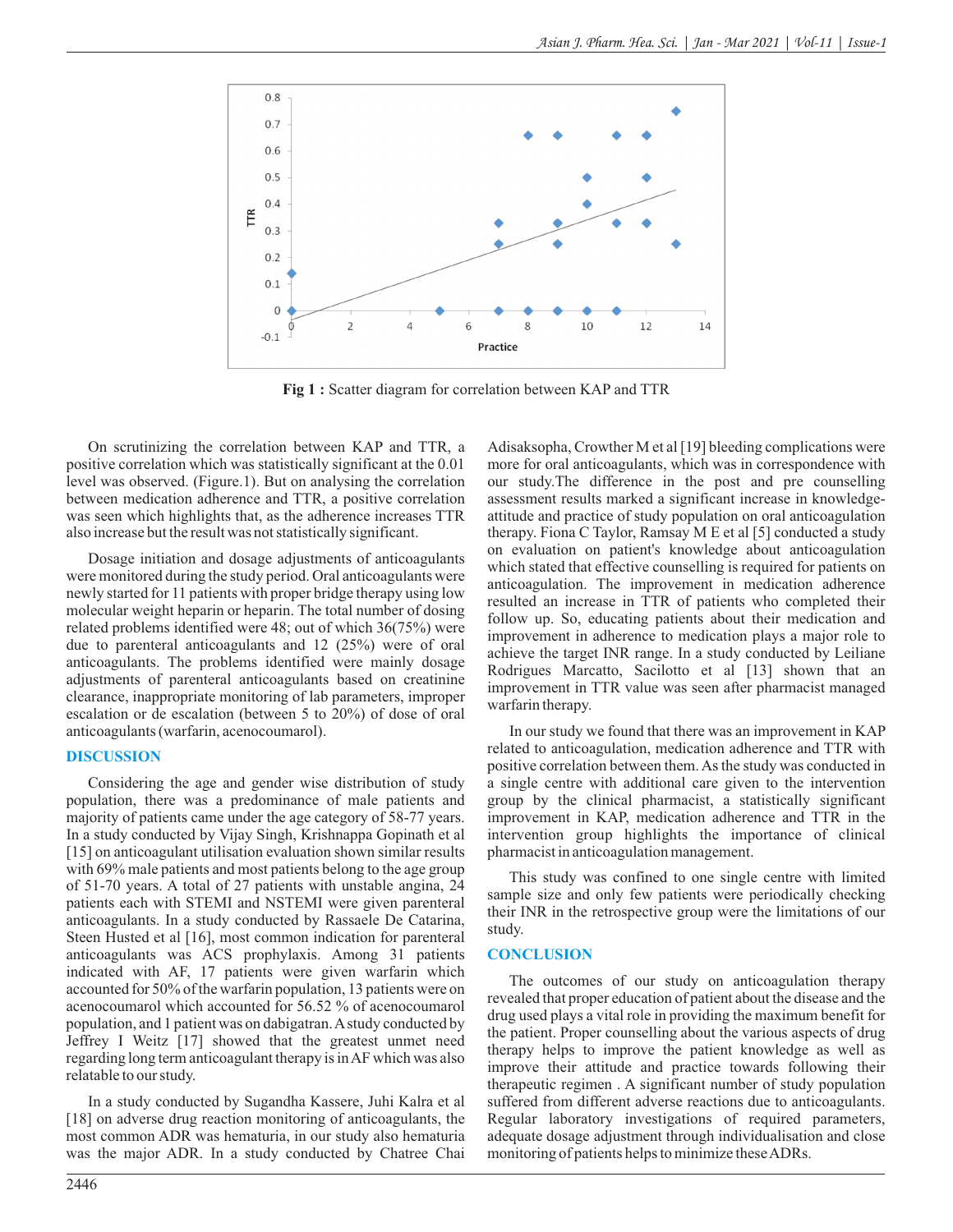Fig 1 : Scatter diagram for correlation between KAP and TTR

On scrutinizing the correlation between KAP and TTR, a positive correlation which was statistically significant at the 0.01 level was observed. (Figure.1). But on analysing the correlation between medication adherence and TTR, a positive correlation was seen which highlights that, as the adherence increases TTR also increase but the result was not statistically significant.

Dosage initiation and dosage adjustments of anticoagulants were monitored during the study period. Oral anticoagulants were newly started for 11 patients with proper bridge therapy using low molecular weight heparin or heparin. The total number of dosing related problems identified were 48; out of which 36(75%) were due to parenteral anticoagulants and 12 (25%) were of oral anticoagulants. The problems identified were mainly dosage adjustments of parenteral anticoagulants based on creatinine clearance, inappropriate monitoring of lab parameters, improper escalation or de escalation (between 5 to 20%) of dose of oral anticoagulants (warfarin, acenocoumarol).

## DISCUSSION

Considering the age and gender wise distribution of study population, there was a predominance of male patients and majority of patients came under the age category of 58-77 years. In a study conducted by Vijay Singh, Krishnappa Gopinath et al [15] on anticoagulant utilisation evaluation shown similar results with 69% male patients and most patients belong to the age group of 51-70 years. A total of 27 patients with unstable angina, 24 patients each with STEMI and NSTEMI were given parenteral anticoagulants. In a study conducted by Rassaele De Catarina, Steen Husted et al [16], most common indication for parenteral anticoagulants was ACS prophylaxis. Among 31 patients indicated with AF, 17 patients were given warfarin which accounted for 50% of the warfarin population, 13 patients were on acenocoumarol which accounted for 56.52 % of acenocoumarol population, and 1 patient was on dabigatran. A study conducted by Jeffrey I Weitz [17] showed that the greatest unmet need regarding long term anticoagulant therapy is in AF which was also relatable to our study.

In a study conducted by Sugandha Kassere, Juhi Kalra et al [18] on adverse drug reaction monitoring of anticoagulants, the most common ADR was hematuria, in our study also hematuria was the major ADR. In a study conducted by Chatree Chai Adisaksopha, Crowther M et al [19] bleeding complications were more for oral anticoagulants, which was in correspondence with our study.The difference in the post and pre counselling assessment results marked a significant increase in knowledge-attitude and practice of study population on oral anticoagulation therapy. Fiona C Taylor, Ramsay M E et al [5] conducted a study on evaluation on patient's knowledge about anticoagulation which stated that effective counselling is required for patients on anticoagulation. The improvement in medication adherence resulted an increase in TTR of patients who completed their follow up. So, educating patients about their medication and improvement in adherence to medication plays a major role to achieve the target INR range. In a study conducted by Leiliane Rodrigues Marcatto, Sacilotto et al [13] shown that an improvement in TTR value was seen after pharmacist managed warfarin therapy.

In our study we found that there was an improvement in KAP related to anticoagulation, medication adherence and TTR with positive correlation between them. As the study was conducted in a single centre with additional care given to the intervention group by the clinical pharmacist, a statistically significant improvement in KAP, medication adherence and TTR in the intervention group highlights the importance of clinical pharmacist in anticoagulation management.

This study was confined to one single centre with limited sample size and only few patients were periodically checking their INR in the retrospective group were the limitations of our study.

## CONCLUSION

The outcomes of our study on anticoagulation therapy revealed that proper education of patient about the disease and the drug used plays a vital role in providing the maximum benefit for the patient. Proper counselling about the various aspects of drug therapy helps to improve the patient knowledge as well as improve their attitude and practice towards following their therapeutic regimen . A significant number of study population suffered from different adverse reactions due to anticoagulants. Regular laboratory investigations of required parameters, adequate dosage adjustment through individualisation and close monitoring of patients helps to minimize these ADRs.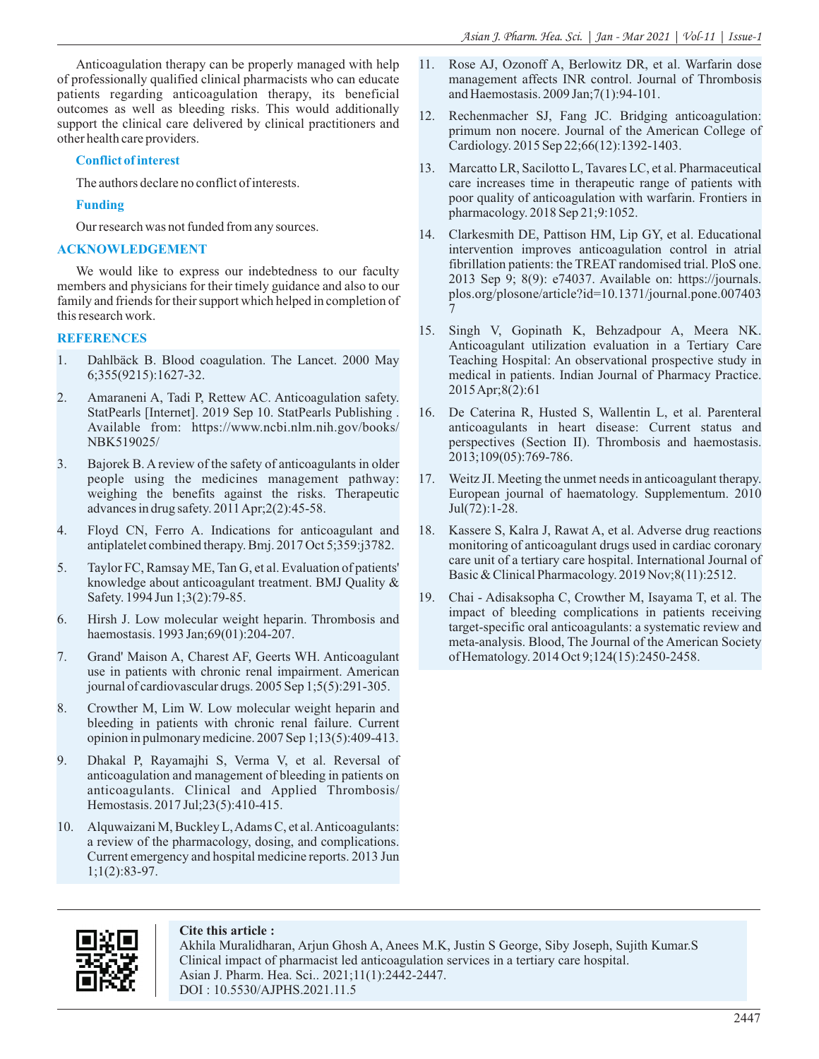Anticoagulation therapy can be properly managed with help of professionally qualified clinical pharmacists who can educate patients regarding anticoagulation therapy, its beneficial outcomes as well as bleeding risks. This would additionally support the clinical care delivered by clinical practitioners and other health care providers.

### Conflict of interest

The authors declare no conflict of interests.

### Funding

Our research was not funded from any sources.

## ACKNOWLEDGEMENT

We would like to express our indebtedness to our faculty members and physicians for their timely guidance and also to our family and friends for their support which helped in completion of this research work.

## REFERENCES

1. Dahlbäck B. Blood coagulation. The Lancet. 2000 May 6;355(9215):1627-32.
2. Amaraneni A, Tadi P, Rettew AC. Anticoagulation safety. StatPearls [Internet]. 2019 Sep 10. StatPearls Publishing . Available from: https://www.ncbi.nlm.nih.gov/books/NBK519025/
3. Bajorek B. A review of the safety of anticoagulants in older people using the medicines management pathway: weighing the benefits against the risks. Therapeutic advances in drug safety. 2011 Apr;2(2):45-58.
4. Floyd CN, Ferro A. Indications for anticoagulant and antiplatelet combined therapy. Bmj. 2017 Oct 5;359:j3782.
5. Taylor FC, Ramsay ME, Tan G, et al. Evaluation of patients' knowledge about anticoagulant treatment. BMJ Quality & Safety. 1994 Jun 1;3(2):79-85.
6. Hirsh J. Low molecular weight heparin. Thrombosis and haemostasis. 1993 Jan;69(01):204-207.
7. Grand' Maison A, Charest AF, Geerts WH. Anticoagulant use in patients with chronic renal impairment. American journal of cardiovascular drugs. 2005 Sep 1;5(5):291-305.
8. Crowther M, Lim W. Low molecular weight heparin and bleeding in patients with chronic renal failure. Current opinion in pulmonary medicine. 2007 Sep 1;13(5):409-413.
9. Dhakal P, Rayamajhi S, Verma V, et al. Reversal of anticoagulation and management of bleeding in patients on anticoagulants. Clinical and Applied Thrombosis/Hemostasis. 2017 Jul;23(5):410-415.
10. Alquwaizani M, Buckley L, Adams C, et al. Anticoagulants: a review of the pharmacology, dosing, and complications. Current emergency and hospital medicine reports. 2013 Jun 1;1(2):83-97.
11. Rose AJ, Ozonoff A, Berlowitz DR, et al. Warfarin dose management affects INR control. Journal of Thrombosis and Haemostasis. 2009 Jan;7(1):94-101.
12. Rechenmacher SJ, Fang JC. Bridging anticoagulation: primum non nocere. Journal of the American College of Cardiology. 2015 Sep 22;66(12):1392-1403.
13. Marcatto LR, Sacilotto L, Tavares LC, et al. Pharmaceutical care increases time in therapeutic range of patients with poor quality of anticoagulation with warfarin. Frontiers in pharmacology. 2018 Sep 21;9:1052.
14. Clarkesmith DE, Pattison HM, Lip GY, et al. Educational intervention improves anticoagulation control in atrial fibrillation patients: the TREAT randomised trial. PloS one. 2013 Sep 9; 8(9): e74037. Available on: https://journals.plos.org/plosone/article?id=10.1371/journal.pone.0074037
15. Singh V, Gopinath K, Behzadpour A, Meera NK. Anticoagulant utilization evaluation in a Tertiary Care Teaching Hospital: An observational prospective study in medical in patients. Indian Journal of Pharmacy Practice. 2015 Apr;8(2):61
16. De Caterina R, Husted S, Wallentin L, et al. Parenteral anticoagulants in heart disease: Current status and perspectives (Section II). Thrombosis and haemostasis. 2013;109(05):769-786.
17. Weitz JI. Meeting the unmet needs in anticoagulant therapy. European journal of haematology. Supplementum. 2010 Jul(72):1-28.
18. Kassere S, Kalra J, Rawat A, et al. Adverse drug reactions monitoring of anticoagulant drugs used in cardiac coronary care unit of a tertiary care hospital. International Journal of Basic & Clinical Pharmacology. 2019 Nov;8(11):2512.
19. Chai - Adisaksopha C, Crowther M, Isayama T, et al. The impact of bleeding complications in patients receiving target-specific oral anticoagulants: a systematic review and meta-analysis. Blood, The Journal of the American Society of Hematology. 2014 Oct 9;124(15):2450-2458.

**Cite this article :**
Akhila Muralidharan, Arjun Ghosh A, Anees M.K, Justin S George, Siby Joseph, Sujith Kumar.S
Clinical impact of pharmacist led anticoagulation services in a tertiary care hospital.
Asian J. Pharm. Hea. Sci.. 2021;11(1):2442-2447.
DOI : 10.5530/AJPHS.2021.11.5